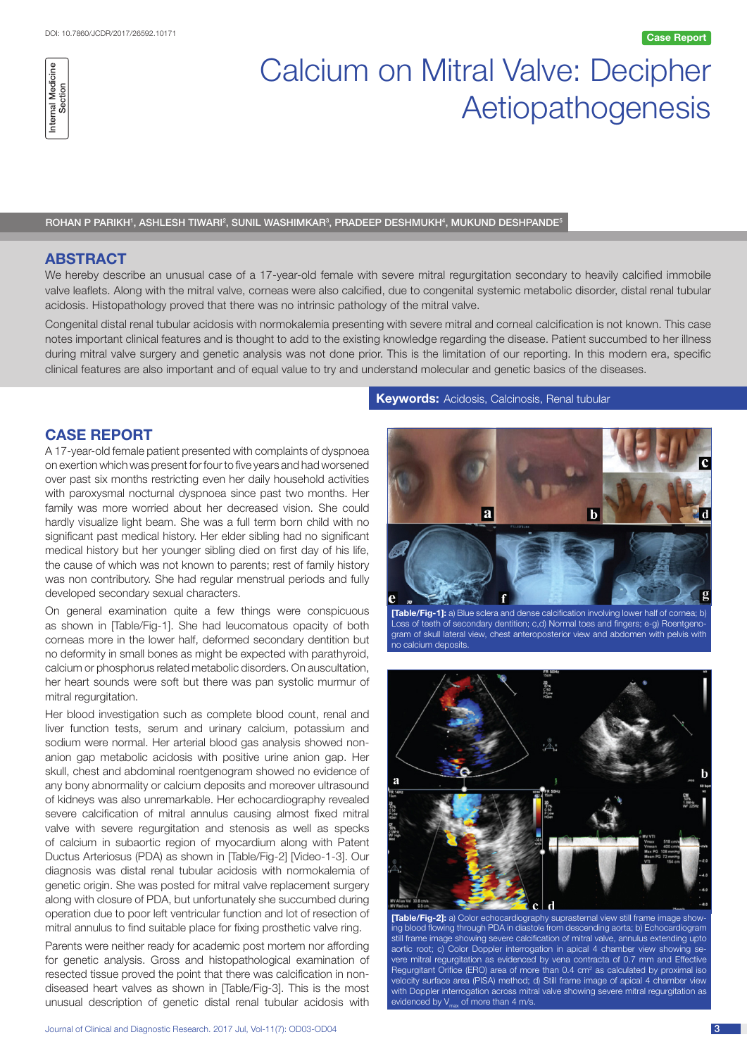DOI: 10.7860/JCDR/2017/26592.10171

Case Report

Internal Medicine Section

# Calcium on Mitral Valve: Decipher Aetiopathogenesis

ROHAN P PARIKH[1], ASHLESH TIWARI[2], SUNIL WASHIMKAR[3], PRADEEP DESHMUKH[4], MUKUND DESHPANDE[5]

## ABSTRACT

We hereby describe an unusual case of a 17-year-old female with severe mitral regurgitation secondary to heavily calcified immobile valve leaflets. Along with the mitral valve, corneas were also calcified, due to congenital systemic metabolic disorder, distal renal tubular acidosis. Histopathology proved that there was no intrinsic pathology of the mitral valve.

Congenital distal renal tubular acidosis with normokalemia presenting with severe mitral and corneal calcification is not known. This case notes important clinical features and is thought to add to the existing knowledge regarding the disease. Patient succumbed to her illness during mitral valve surgery and genetic analysis was not done prior. This is the limitation of our reporting. In this modern era, specific clinical features are also important and of equal value to try and understand molecular and genetic basics of the diseases.

**Keywords:** Acidosis, Calcinosis, Renal tubular

## CASE REPORT

A 17-year-old female patient presented with complaints of dyspnoea on exertion which was present for four to five years and had worsened over past six months restricting even her daily household activities with paroxysmal nocturnal dyspnoea since past two months. Her family was more worried about her decreased vision. She could hardly visualize light beam. She was a full term born child with no significant past medical history. Her elder sibling had no significant medical history but her younger sibling died on first day of his life, the cause of which was not known to parents; rest of family history was non contributory. She had regular menstrual periods and fully developed secondary sexual characters.

On general examination quite a few things were conspicuous as shown in [Table/Fig-1]. She had leucomatous opacity of both corneas more in the lower half, deformed secondary dentition but no deformity in small bones as might be expected with parathyroid, calcium or phosphorus related metabolic disorders. On auscultation, her heart sounds were soft but there was pan systolic murmur of mitral regurgitation.

Her blood investigation such as complete blood count, renal and liver function tests, serum and urinary calcium, potassium and sodium were normal. Her arterial blood gas analysis showed non-anion gap metabolic acidosis with positive urine anion gap. Her skull, chest and abdominal roentgenogram showed no evidence of any bony abnormality or calcium deposits and moreover ultrasound of kidneys was also unremarkable. Her echocardiography revealed severe calcification of mitral annulus causing almost fixed mitral valve with severe regurgitation and stenosis as well as specks of calcium in subaortic region of myocardium along with Patent Ductus Arteriosus (PDA) as shown in [Table/Fig-2] [Video-1-3]. Our diagnosis was distal renal tubular acidosis with normokalemia of genetic origin. She was posted for mitral valve replacement surgery along with closure of PDA, but unfortunately she succumbed during operation due to poor left ventricular function and lot of resection of mitral annulus to find suitable place for fixing prosthetic valve ring.

Parents were neither ready for academic post mortem nor affording for genetic analysis. Gross and histopathological examination of resected tissue proved the point that there was calcification in non-diseased heart valves as shown in [Table/Fig-3]. This is the most unusual description of genetic distal renal tubular acidosis with

**[Table/Fig-1]:** a) Blue sclera and dense calcification involving lower half of cornea; b) Loss of teeth of secondary dentition; c,d) Normal toes and fingers; e-g) Roentgenogram of skull lateral view, chest anteroposterior view and abdomen with pelvis with no calcium deposits.

**[Table/Fig-2]:** a) Color echocardiography suprasternal view still frame image showing blood flowing through PDA in diastole from descending aorta; b) Echocardiogram still frame image showing severe calcification of mitral valve, annulus extending upto aortic root; c) Color Doppler interrogation in apical 4 chamber view showing severe mitral regurgitation as evidenced by vena contracta of 0.7 mm and Effective Regurgitant Orifice (ERO) area of more than 0.4 cm$^2$ as calculated by proximal iso velocity surface area (PISA) method; d) Still frame image of apical 4 chamber view with Doppler interrogation across mitral valve showing severe mitral regurgitation as evidenced by $V_{max}$ of more than 4 m/s.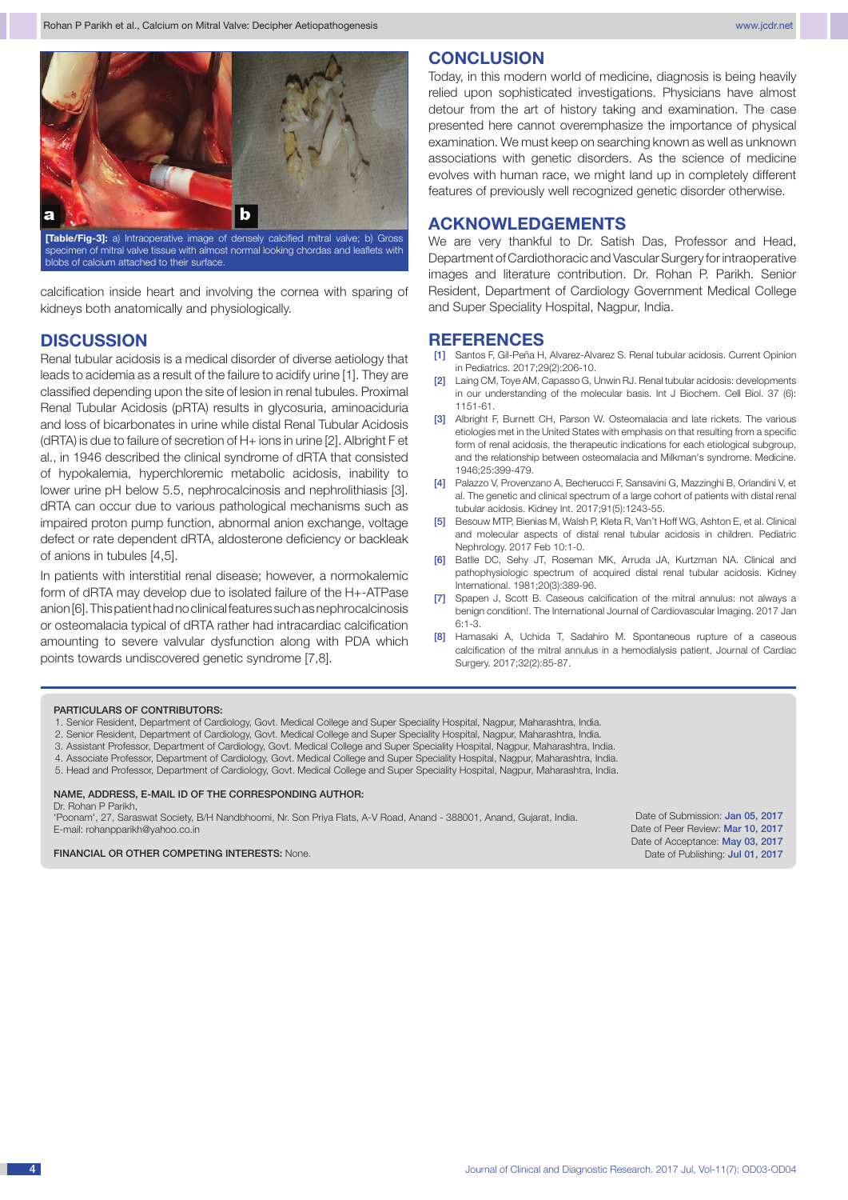[Table/Fig-3]: a) Intraoperative image of densely calcified mitral valve; b) Gross specimen of mitral valve tissue with almost normal looking chordas and leaflets with blobs of calcium attached to their surface.

calcification inside heart and involving the cornea with sparing of kidneys both anatomically and physiologically.

## DISCUSSION

Renal tubular acidosis is a medical disorder of diverse aetiology that leads to acidemia as a result of the failure to acidify urine [1]. They are classified depending upon the site of lesion in renal tubules. Proximal Renal Tubular Acidosis (pRTA) results in glycosuria, aminoaciduria and loss of bicarbonates in urine while distal Renal Tubular Acidosis (dRTA) is due to failure of secretion of H+ ions in urine [2]. Albright F et al., in 1946 described the clinical syndrome of dRTA that consisted of hypokalemia, hyperchloremic metabolic acidosis, inability to lower urine pH below 5.5, nephrocalcinosis and nephrolithiasis [3]. dRTA can occur due to various pathological mechanisms such as impaired proton pump function, abnormal anion exchange, voltage defect or rate dependent dRTA, aldosterone deficiency or backleak of anions in tubules [4,5].

In patients with interstitial renal disease; however, a normokalemic form of dRTA may develop due to isolated failure of the H+-ATPase anion [6]. This patient had no clinical features such as nephrocalcinosis or osteomalacia typical of dRTA rather had intracardiac calcification amounting to severe valvular dysfunction along with PDA which points towards undiscovered genetic syndrome [7,8].

## CONCLUSION

Today, in this modern world of medicine, diagnosis is being heavily relied upon sophisticated investigations. Physicians have almost detour from the art of history taking and examination. The case presented here cannot overemphasize the importance of physical examination. We must keep on searching known as well as unknown associations with genetic disorders. As the science of medicine evolves with human race, we might land up in completely different features of previously well recognized genetic disorder otherwise.

## ACKNOWLEDGEMENTS

We are very thankful to Dr. Satish Das, Professor and Head, Department of Cardiothoracic and Vascular Surgery for intraoperative images and literature contribution. Dr. Rohan P. Parikh. Senior Resident, Department of Cardiology Government Medical College and Super Speciality Hospital, Nagpur, India.

## REFERENCES

[1] Santos F, Gil-Peña H, Alvarez-Alvarez S. Renal tubular acidosis. Current Opinion in Pediatrics. 2017;29(2):206-10.

[2] Laing CM, Toye AM, Capasso G, Unwin RJ. Renal tubular acidosis: developments in our understanding of the molecular basis. Int J Biochem. Cell Biol. 37 (6): 1151-61.

[3] Albright F, Burnett CH, Parson W. Osteomalacia and late rickets. The various etiologies met in the United States with emphasis on that resulting from a specific form of renal acidosis, the therapeutic indications for each etiological subgroup, and the relationship between osteomalacia and Milkman's syndrome. Medicine. 1946;25:399-479.

[4] Palazzo V, Provenzano A, Becherucci F, Sansavini G, Mazzinghi B, Orlandini V, et al. The genetic and clinical spectrum of a large cohort of patients with distal renal tubular acidosis. Kidney Int. 2017;91(5):1243-55.

[5] Besouw MTP, Bienias M, Walsh P, Kleta R, Van't Hoff WG, Ashton E, et al. Clinical and molecular aspects of distal renal tubular acidosis in children. Pediatric Nephrology. 2017 Feb 10:1-0.

[6] Batlle DC, Sehy JT, Roseman MK, Arruda JA, Kurtzman NA. Clinical and pathophysiologic spectrum of acquired distal renal tubular acidosis. Kidney International. 1981;20(3):389-96.

[7] Spapen J, Scott B. Caseous calcification of the mitral annulus: not always a benign condition!. The International Journal of Cardiovascular Imaging. 2017 Jan 6:1-3.

[8] Hamasaki A, Uchida T, Sadahiro M. Spontaneous rupture of a caseous calcification of the mitral annulus in a hemodialysis patient. Journal of Cardiac Surgery. 2017;32(2):85-87.

**PARTICULARS OF CONTRIBUTORS:**

1. Senior Resident, Department of Cardiology, Govt. Medical College and Super Speciality Hospital, Nagpur, Maharashtra, India.
2. Senior Resident, Department of Cardiology, Govt. Medical College and Super Speciality Hospital, Nagpur, Maharashtra, India.
3. Assistant Professor, Department of Cardiology, Govt. Medical College and Super Speciality Hospital, Nagpur, Maharashtra, India.
4. Associate Professor, Department of Cardiology, Govt. Medical College and Super Speciality Hospital, Nagpur, Maharashtra, India.
5. Head and Professor, Department of Cardiology, Govt. Medical College and Super Speciality Hospital, Nagpur, Maharashtra, India.

**NAME, ADDRESS, E-MAIL ID OF THE CORRESPONDING AUTHOR:**

Dr. Rohan P Parikh,
'Poonam', 27, Saraswat Society, B/H Nandbhoomi, Nr. Son Priya Flats, A-V Road, Anand - 388001, Anand, Gujarat, India.
E-mail: rohanpparikh@yahoo.co.in

**FINANCIAL OR OTHER COMPETING INTERESTS:** None.

Date of Submission: Jan 05, 2017
Date of Peer Review: Mar 10, 2017
Date of Acceptance: May 03, 2017
Date of Publishing: Jul 01, 2017